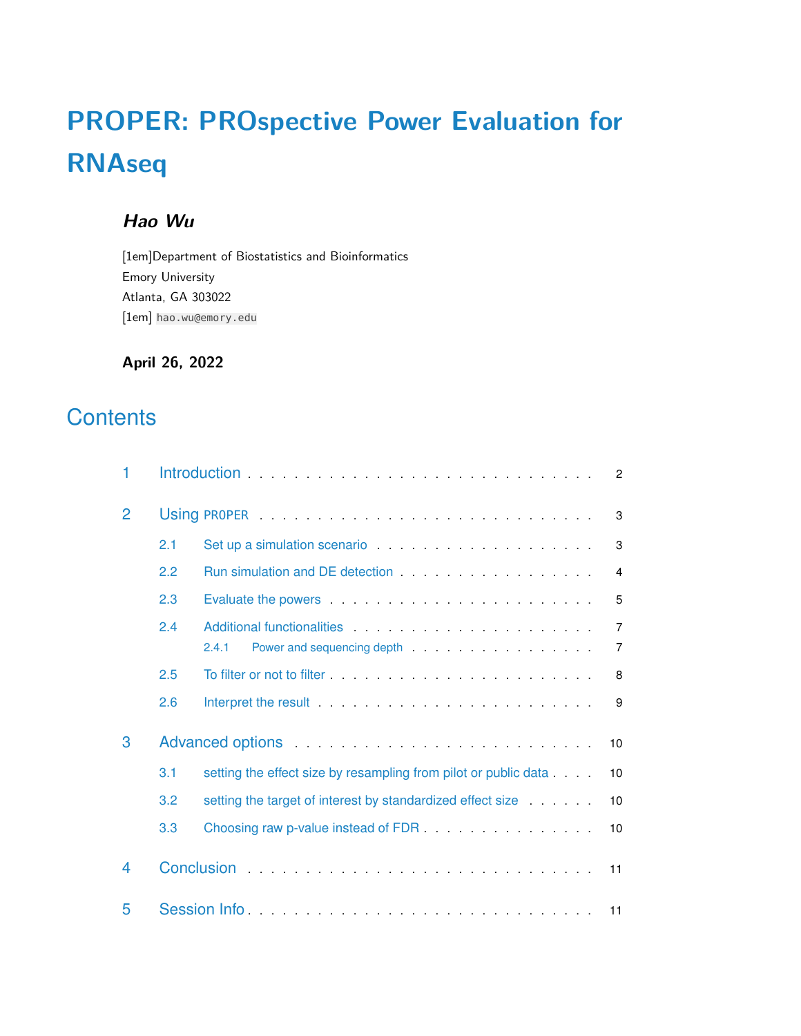# PROPER: PROspective Power Evaluation for RNAseq

### *Hao Wu*

[1em]Department of Biostatistics and Bioinformatics
Emory University
Atlanta, GA 303022
[1em] `hao.wu@emory.edu`

**April 26, 2022**

## Contents

1 Introduction . . . . . . . . . . . . . . . . . . . . . . . . . . . . . 2

2 Using `PROPER` . . . . . . . . . . . . . . . . . . . . . . . . . . . 3

- 2.1 Set up a simulation scenario . . . . . . . . . . . . . . . . . . 3
- 2.2 Run simulation and DE detection . . . . . . . . . . . . . . . . 4
- 2.3 Evaluate the powers . . . . . . . . . . . . . . . . . . . . . . 5
- 2.4 Additional functionalities . . . . . . . . . . . . . . . . . . . . 7
  - 2.4.1 Power and sequencing depth . . . . . . . . . . . . . . . . 7
- 2.5 To filter or not to filter . . . . . . . . . . . . . . . . . . . . . 8
- 2.6 Interpret the result . . . . . . . . . . . . . . . . . . . . . . . 9

3 Advanced options . . . . . . . . . . . . . . . . . . . . . . . . . 10

- 3.1 setting the effect size by resampling from pilot or public data . . . . 10
- 3.2 setting the target of interest by standardized effect size . . . . . . 10
- 3.3 Choosing raw p-value instead of FDR . . . . . . . . . . . . . . . 10

4 Conclusion . . . . . . . . . . . . . . . . . . . . . . . . . . . . . 11

5 Session Info . . . . . . . . . . . . . . . . . . . . . . . . . . . . . 11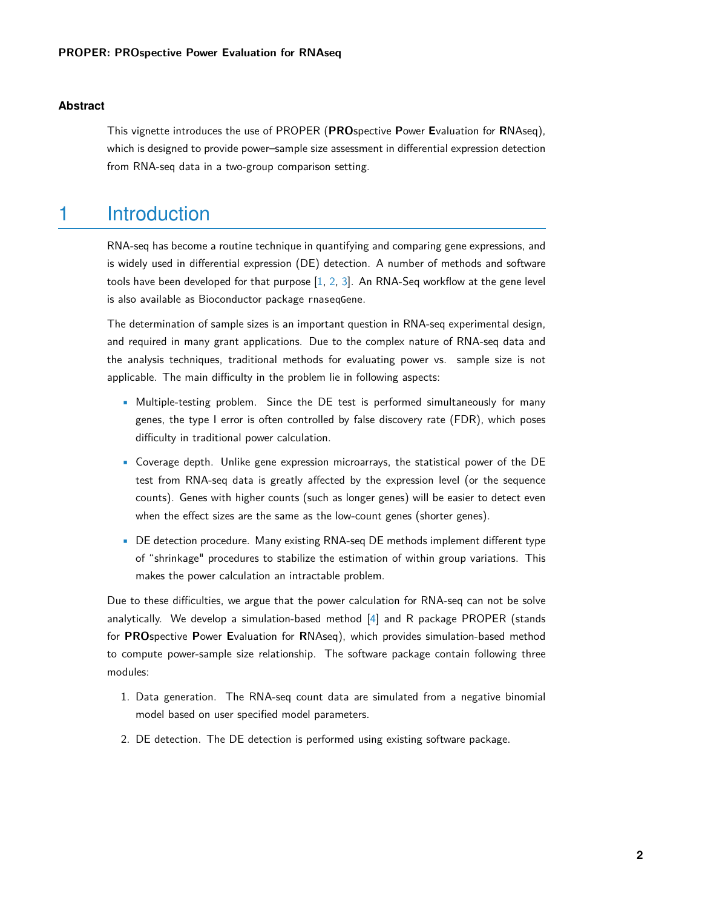**PROPER: PROspective Power Evaluation for RNAseq**

### Abstract

This vignette introduces the use of PROPER (**PRO**spective **P**ower **E**valuation for **R**NAseq), which is designed to provide power–sample size assessment in differential expression detection from RNA-seq data in a two-group comparison setting.

# 1 Introduction

RNA-seq has become a routine technique in quantifying and comparing gene expressions, and is widely used in differential expression (DE) detection. A number of methods and software tools have been developed for that purpose [1, 2, 3]. An RNA-Seq workflow at the gene level is also available as Bioconductor package `rnaseqGene`.

The determination of sample sizes is an important question in RNA-seq experimental design, and required in many grant applications. Due to the complex nature of RNA-seq data and the analysis techniques, traditional methods for evaluating power vs. sample size is not applicable. The main difficulty in the problem lie in following aspects:

- Multiple-testing problem. Since the DE test is performed simultaneously for many genes, the type I error is often controlled by false discovery rate (FDR), which poses difficulty in traditional power calculation.
- Coverage depth. Unlike gene expression microarrays, the statistical power of the DE test from RNA-seq data is greatly affected by the expression level (or the sequence counts). Genes with higher counts (such as longer genes) will be easier to detect even when the effect sizes are the same as the low-count genes (shorter genes).
- DE detection procedure. Many existing RNA-seq DE methods implement different type of "shrinkage" procedures to stabilize the estimation of within group variations. This makes the power calculation an intractable problem.

Due to these difficulties, we argue that the power calculation for RNA-seq can not be solve analytically. We develop a simulation-based method [4] and R package PROPER (stands for **PRO**spective **P**ower **E**valuation for **R**NAseq), which provides simulation-based method to compute power-sample size relationship. The software package contain following three modules:

1. Data generation. The RNA-seq count data are simulated from a negative binomial model based on user specified model parameters.
2. DE detection. The DE detection is performed using existing software package.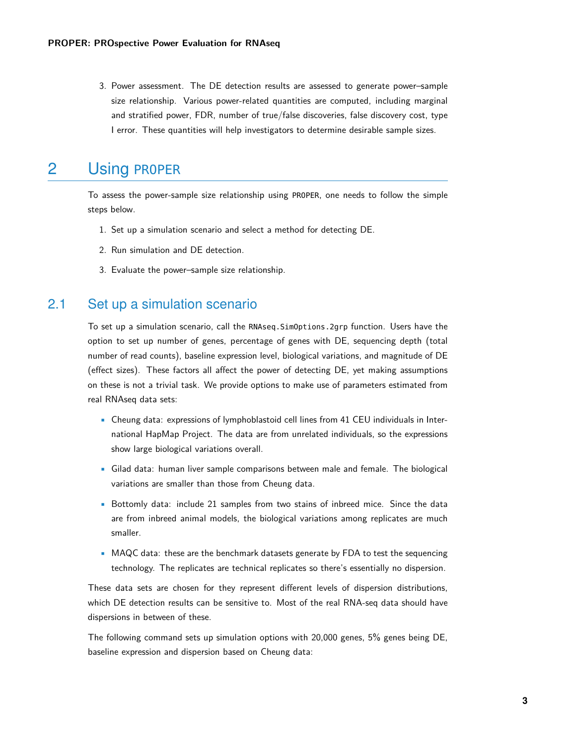3. Power assessment. The DE detection results are assessed to generate power–sample size relationship. Various power-related quantities are computed, including marginal and stratified power, FDR, number of true/false discoveries, false discovery cost, type I error. These quantities will help investigators to determine desirable sample sizes.

# 2 Using PROPER

To assess the power-sample size relationship using PROPER, one needs to follow the simple steps below.

1. Set up a simulation scenario and select a method for detecting DE.
2. Run simulation and DE detection.
3. Evaluate the power–sample size relationship.

## 2.1 Set up a simulation scenario

To set up a simulation scenario, call the `RNAseq.SimOptions.2grp` function. Users have the option to set up number of genes, percentage of genes with DE, sequencing depth (total number of read counts), baseline expression level, biological variations, and magnitude of DE (effect sizes). These factors all affect the power of detecting DE, yet making assumptions on these is not a trivial task. We provide options to make use of parameters estimated from real RNAseq data sets:

- Cheung data: expressions of lymphoblastoid cell lines from 41 CEU individuals in International HapMap Project. The data are from unrelated individuals, so the expressions show large biological variations overall.
- Gilad data: human liver sample comparisons between male and female. The biological variations are smaller than those from Cheung data.
- Bottomly data: include 21 samples from two stains of inbreed mice. Since the data are from inbreed animal models, the biological variations among replicates are much smaller.
- MAQC data: these are the benchmark datasets generate by FDA to test the sequencing technology. The replicates are technical replicates so there's essentially no dispersion.

These data sets are chosen for they represent different levels of dispersion distributions, which DE detection results can be sensitive to. Most of the real RNA-seq data should have dispersions in between of these.

The following command sets up simulation options with 20,000 genes, 5% genes being DE, baseline expression and dispersion based on Cheung data: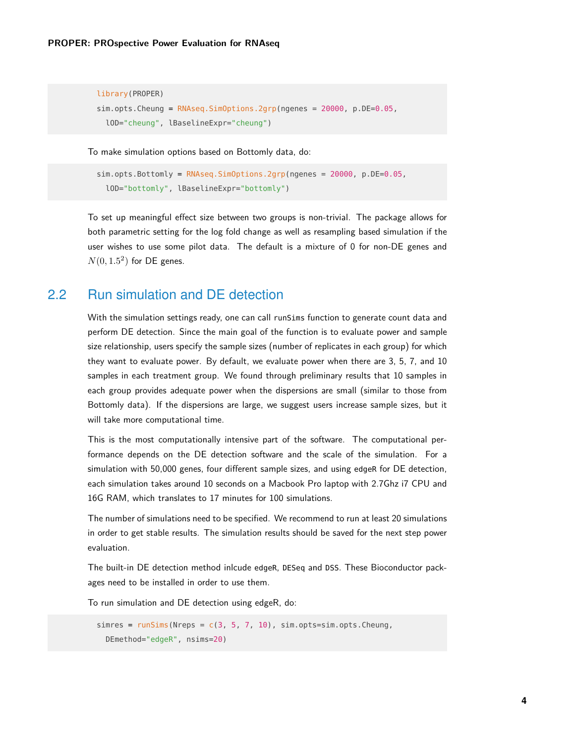```
library(PROPER)
sim.opts.Cheung = RNAseq.SimOptions.2grp(ngenes = 20000, p.DE=0.05,
  lOD="cheung", lBaselineExpr="cheung")
```

To make simulation options based on Bottomly data, do:

```
sim.opts.Bottomly = RNAseq.SimOptions.2grp(ngenes = 20000, p.DE=0.05,
  lOD="bottomly", lBaselineExpr="bottomly")
```

To set up meaningful effect size between two groups is non-trivial. The package allows for both parametric setting for the log fold change as well as resampling based simulation if the user wishes to use some pilot data. The default is a mixture of 0 for non-DE genes and $N(0, 1.5^2)$ for DE genes.

## 2.2 Run simulation and DE detection

With the simulation settings ready, one can call `runSims` function to generate count data and perform DE detection. Since the main goal of the function is to evaluate power and sample size relationship, users specify the sample sizes (number of replicates in each group) for which they want to evaluate power. By default, we evaluate power when there are 3, 5, 7, and 10 samples in each treatment group. We found through preliminary results that 10 samples in each group provides adequate power when the dispersions are small (similar to those from Bottomly data). If the dispersions are large, we suggest users increase sample sizes, but it will take more computational time.

This is the most computationally intensive part of the software. The computational performance depends on the DE detection software and the scale of the simulation. For a simulation with 50,000 genes, four different sample sizes, and using `edgeR` for DE detection, each simulation takes around 10 seconds on a Macbook Pro laptop with 2.7Ghz i7 CPU and 16G RAM, which translates to 17 minutes for 100 simulations.

The number of simulations need to be specified. We recommend to run at least 20 simulations in order to get stable results. The simulation results should be saved for the next step power evaluation.

The built-in DE detection method inlcude `edgeR`, `DESeq` and `DSS`. These Bioconductor packages need to be installed in order to use them.

To run simulation and DE detection using edgeR, do:

```
simres = runSims(Nreps = c(3, 5, 7, 10), sim.opts=sim.opts.Cheung,
  DEmethod="edgeR", nsims=20)
```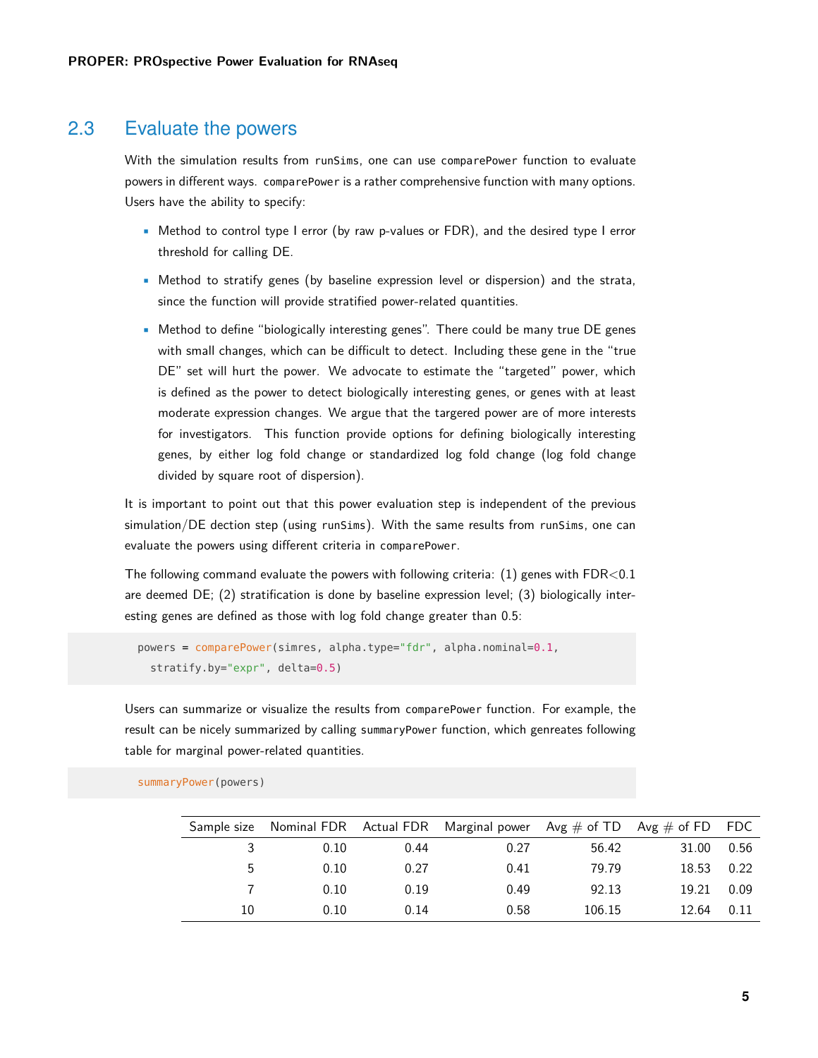## 2.3 Evaluate the powers

With the simulation results from `runSims`, one can use `comparePower` function to evaluate powers in different ways. `comparePower` is a rather comprehensive function with many options. Users have the ability to specify:

- Method to control type I error (by raw p-values or FDR), and the desired type I error threshold for calling DE.
- Method to stratify genes (by baseline expression level or dispersion) and the strata, since the function will provide stratified power-related quantities.
- Method to define "biologically interesting genes". There could be many true DE genes with small changes, which can be difficult to detect. Including these gene in the "true DE" set will hurt the power. We advocate to estimate the "targeted" power, which is defined as the power to detect biologically interesting genes, or genes with at least moderate expression changes. We argue that the targered power are of more interests for investigators. This function provide options for defining biologically interesting genes, by either log fold change or standardized log fold change (log fold change divided by square root of dispersion).

It is important to point out that this power evaluation step is independent of the previous simulation/DE dection step (using `runSims`). With the same results from `runSims`, one can evaluate the powers using different criteria in `comparePower`.

The following command evaluate the powers with following criteria: (1) genes with FDR<0.1 are deemed DE; (2) stratification is done by baseline expression level; (3) biologically interesting genes are defined as those with log fold change greater than 0.5:

```
powers = comparePower(simres, alpha.type="fdr", alpha.nominal=0.1,
  stratify.by="expr", delta=0.5)
```

Users can summarize or visualize the results from `comparePower` function. For example, the result can be nicely summarized by calling `summaryPower` function, which genreates following table for marginal power-related quantities.

```
summaryPower(powers)
```

| Sample size | Nominal FDR | Actual FDR | Marginal power | Avg # of TD | Avg # of FD | FDC |
|---|---|---|---|---|---|---|
| 3 | 0.10 | 0.44 | 0.27 | 56.42 | 31.00 | 0.56 |
| 5 | 0.10 | 0.27 | 0.41 | 79.79 | 18.53 | 0.22 |
| 7 | 0.10 | 0.19 | 0.49 | 92.13 | 19.21 | 0.09 |
| 10 | 0.10 | 0.14 | 0.58 | 106.15 | 12.64 | 0.11 |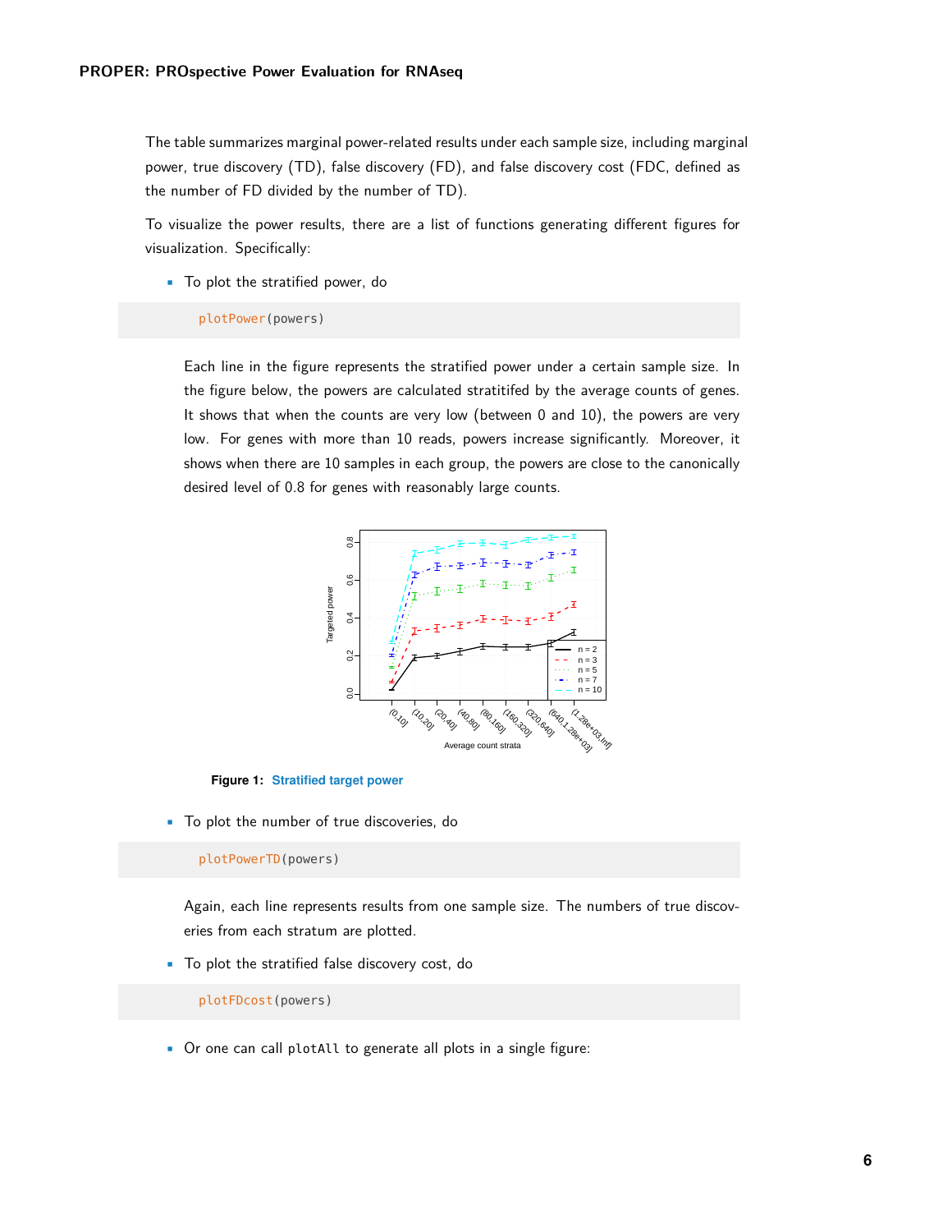The table summarizes marginal power-related results under each sample size, including marginal power, true discovery (TD), false discovery (FD), and false discovery cost (FDC, defined as the number of FD divided by the number of TD).

To visualize the power results, there are a list of functions generating different figures for visualization. Specifically:

- To plot the stratified power, do

```
plotPower(powers)
```

Each line in the figure represents the stratified power under a certain sample size. In the figure below, the powers are calculated stratitifed by the average counts of genes. It shows that when the counts are very low (between 0 and 10), the powers are very low. For genes with more than 10 reads, powers increase significantly. Moreover, it shows when there are 10 samples in each group, the powers are close to the canonically desired level of 0.8 for genes with reasonably large counts.

**Figure 1: Stratified target power**

- To plot the number of true discoveries, do

```
plotPowerTD(powers)
```

Again, each line represents results from one sample size. The numbers of true discoveries from each stratum are plotted.

- To plot the stratified false discovery cost, do

```
plotFDcost(powers)
```

- Or one can call `plotAll` to generate all plots in a single figure: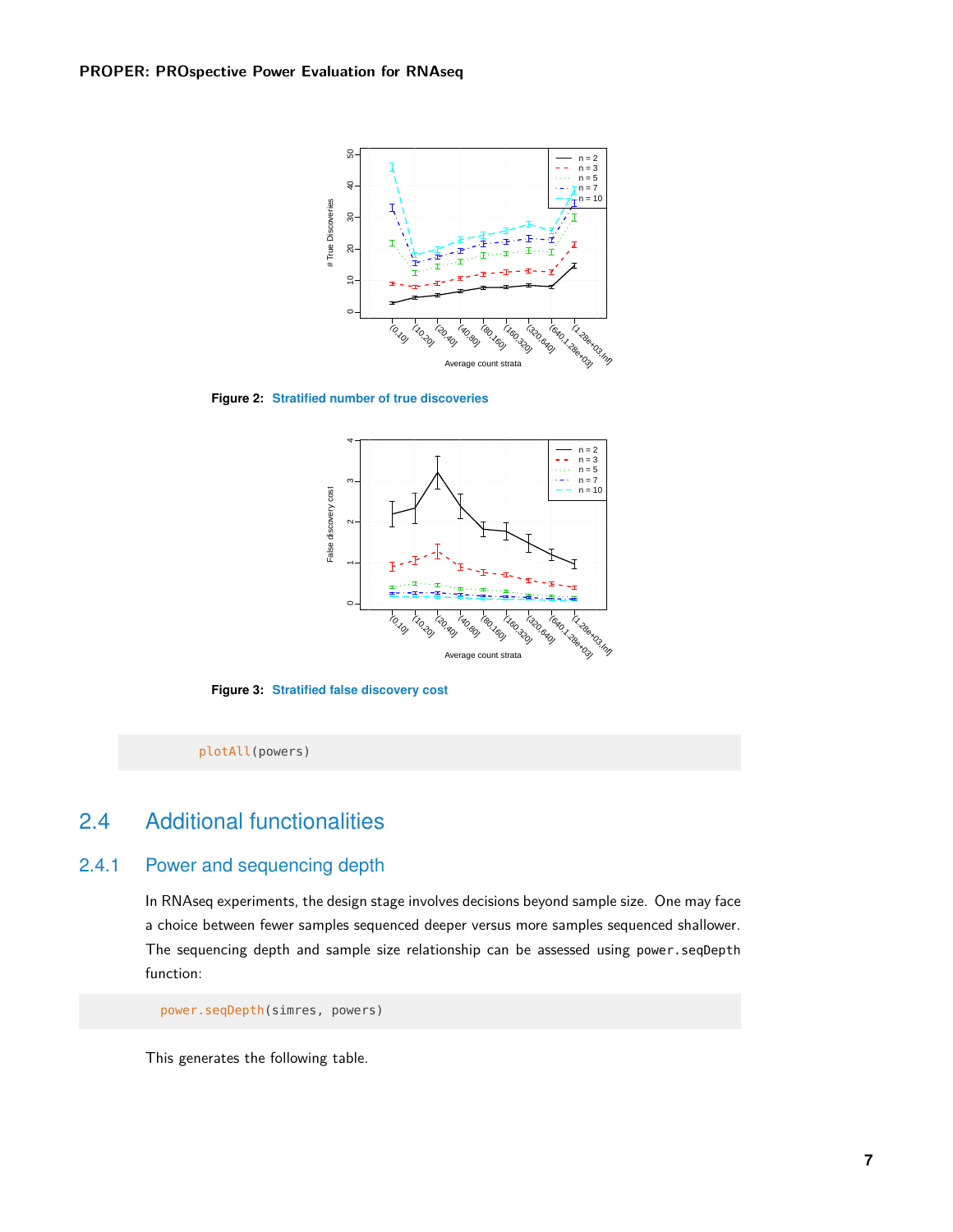Figure 2: Stratified number of true discoveries

Figure 3: Stratified false discovery cost

```
plotAll(powers)
```

## 2.4 Additional functionalities

### 2.4.1 Power and sequencing depth

In RNAseq experiments, the design stage involves decisions beyond sample size. One may face a choice between fewer samples sequenced deeper versus more samples sequenced shallower. The sequencing depth and sample size relationship can be assessed using `power.seqDepth` function:

```
power.seqDepth(simres, powers)
```

This generates the following table.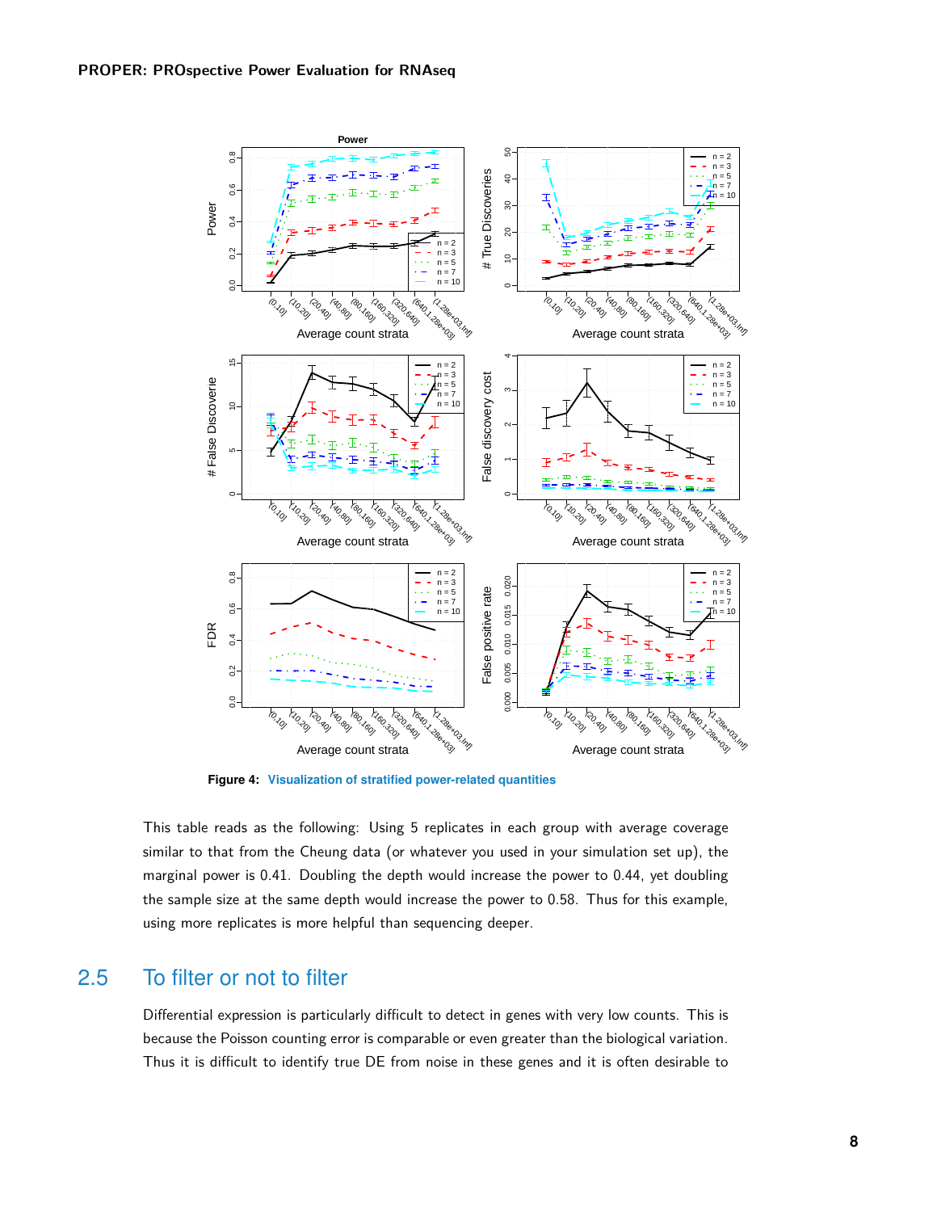**Figure 4: Visualization of stratified power-related quantities**

This table reads as the following: Using 5 replicates in each group with average coverage similar to that from the Cheung data (or whatever you used in your simulation set up), the marginal power is 0.41. Doubling the depth would increase the power to 0.44, yet doubling the sample size at the same depth would increase the power to 0.58. Thus for this example, using more replicates is more helpful than sequencing deeper.

## 2.5 To filter or not to filter

Differential expression is particularly difficult to detect in genes with very low counts. This is because the Poisson counting error is comparable or even greater than the biological variation. Thus it is difficult to identify true DE from noise in these genes and it is often desirable to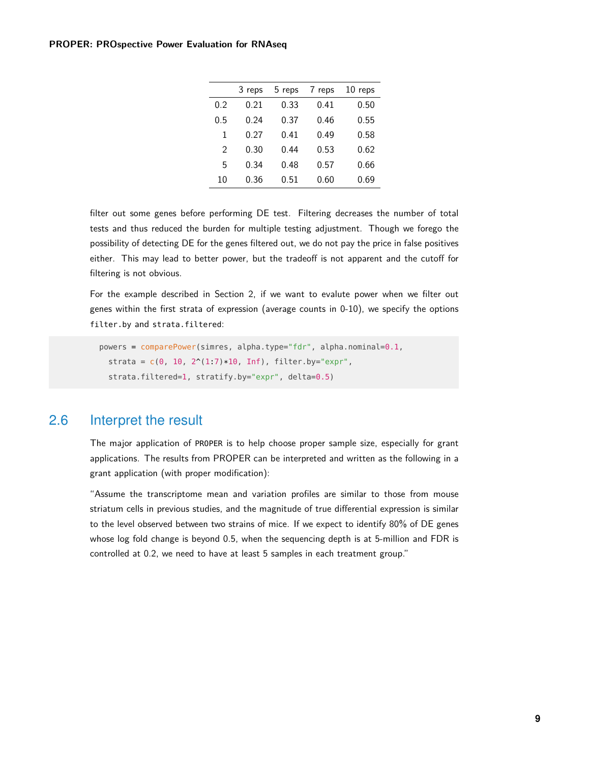| | 3 reps | 5 reps | 7 reps | 10 reps |
|---|---|---|---|---|
| 0.2 | 0.21 | 0.33 | 0.41 | 0.50 |
| 0.5 | 0.24 | 0.37 | 0.46 | 0.55 |
| 1 | 0.27 | 0.41 | 0.49 | 0.58 |
| 2 | 0.30 | 0.44 | 0.53 | 0.62 |
| 5 | 0.34 | 0.48 | 0.57 | 0.66 |
| 10 | 0.36 | 0.51 | 0.60 | 0.69 |

filter out some genes before performing DE test. Filtering decreases the number of total tests and thus reduced the burden for multiple testing adjustment. Though we forego the possibility of detecting DE for the genes filtered out, we do not pay the price in false positives either. This may lead to better power, but the tradeoff is not apparent and the cutoff for filtering is not obvious.

For the example described in Section 2, if we want to evalute power when we filter out genes within the first strata of expression (average counts in 0-10), we specify the options `filter.by` and `strata.filtered`:

```
powers = comparePower(simres, alpha.type="fdr", alpha.nominal=0.1,
  strata = c(0, 10, 2^(1:7)*10, Inf), filter.by="expr",
  strata.filtered=1, stratify.by="expr", delta=0.5)
```

## 2.6 Interpret the result

The major application of `PROPER` is to help choose proper sample size, especially for grant applications. The results from PROPER can be interpreted and written as the following in a grant application (with proper modification):

"Assume the transcriptome mean and variation profiles are similar to those from mouse striatum cells in previous studies, and the magnitude of true differential expression is similar to the level observed between two strains of mice. If we expect to identify 80% of DE genes whose log fold change is beyond 0.5, when the sequencing depth is at 5-million and FDR is controlled at 0.2, we need to have at least 5 samples in each treatment group."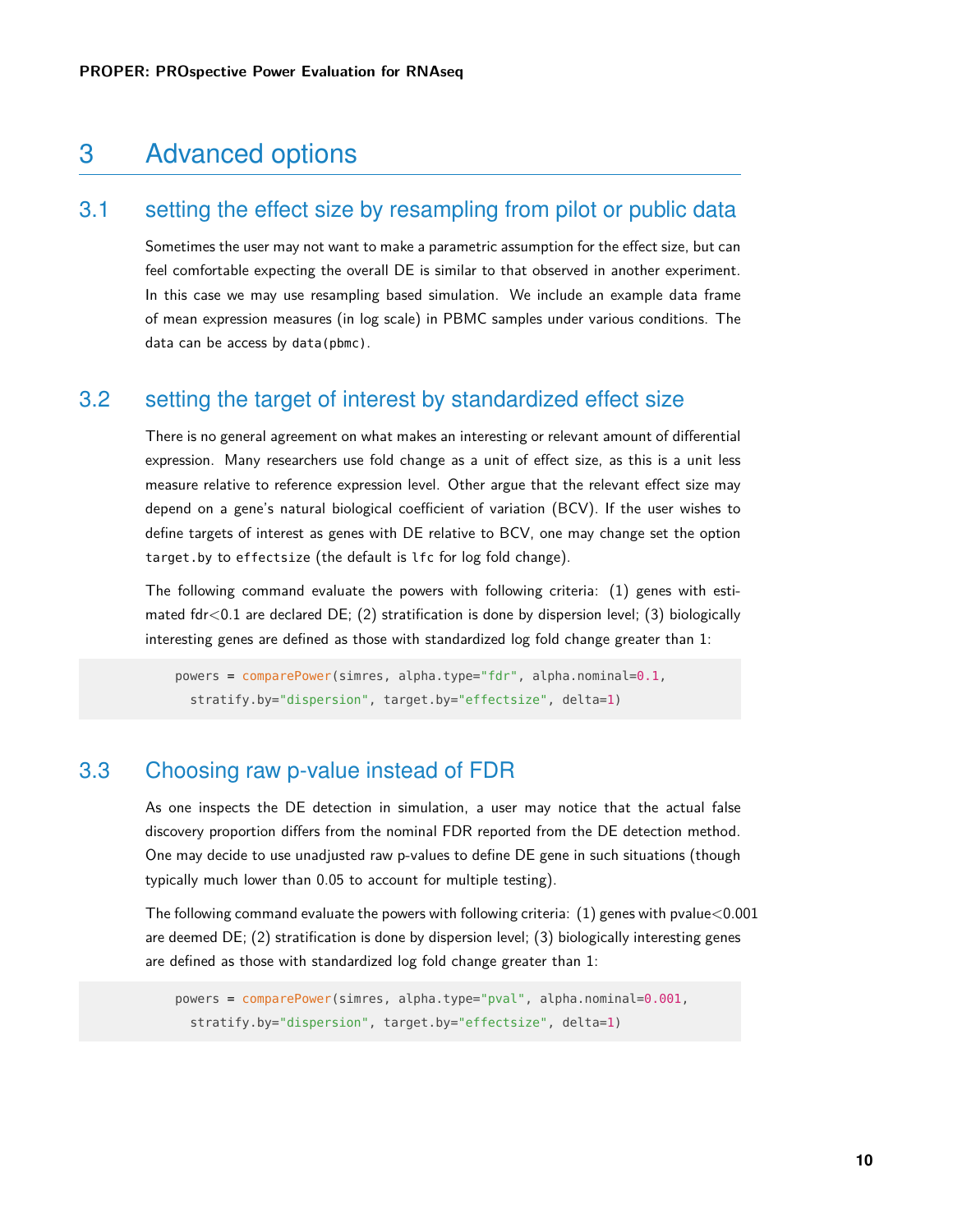# 3 Advanced options

## 3.1 setting the effect size by resampling from pilot or public data

Sometimes the user may not want to make a parametric assumption for the effect size, but can feel comfortable expecting the overall DE is similar to that observed in another experiment. In this case we may use resampling based simulation. We include an example data frame of mean expression measures (in log scale) in PBMC samples under various conditions. The data can be access by `data(pbmc)`.

## 3.2 setting the target of interest by standardized effect size

There is no general agreement on what makes an interesting or relevant amount of differential expression. Many researchers use fold change as a unit of effect size, as this is a unit less measure relative to reference expression level. Other argue that the relevant effect size may depend on a gene's natural biological coefficient of variation (BCV). If the user wishes to define targets of interest as genes with DE relative to BCV, one may change set the option `target.by` to `effectsize` (the default is `lfc` for log fold change).

The following command evaluate the powers with following criteria: (1) genes with estimated fdr<0.1 are declared DE; (2) stratification is done by dispersion level; (3) biologically interesting genes are defined as those with standardized log fold change greater than 1:

```
powers = comparePower(simres, alpha.type="fdr", alpha.nominal=0.1,
  stratify.by="dispersion", target.by="effectsize", delta=1)
```

## 3.3 Choosing raw p-value instead of FDR

As one inspects the DE detection in simulation, a user may notice that the actual false discovery proportion differs from the nominal FDR reported from the DE detection method. One may decide to use unadjusted raw p-values to define DE gene in such situations (though typically much lower than 0.05 to account for multiple testing).

The following command evaluate the powers with following criteria: (1) genes with pvalue<0.001 are deemed DE; (2) stratification is done by dispersion level; (3) biologically interesting genes are defined as those with standardized log fold change greater than 1:

```
powers = comparePower(simres, alpha.type="pval", alpha.nominal=0.001,
  stratify.by="dispersion", target.by="effectsize", delta=1)
```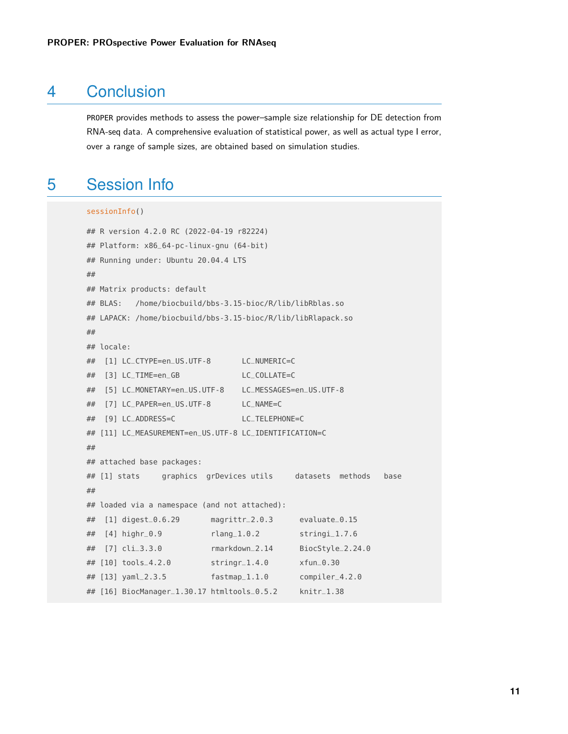# 4 Conclusion

PROPER provides methods to assess the power–sample size relationship for DE detection from RNA-seq data. A comprehensive evaluation of statistical power, as well as actual type I error, over a range of sample sizes, are obtained based on simulation studies.

# 5 Session Info

```
sessionInfo()

## R version 4.2.0 RC (2022-04-19 r82224)
## Platform: x86_64-pc-linux-gnu (64-bit)
## Running under: Ubuntu 20.04.4 LTS
##
## Matrix products: default
## BLAS:   /home/biocbuild/bbs-3.15-bioc/R/lib/libRblas.so
## LAPACK: /home/biocbuild/bbs-3.15-bioc/R/lib/libRlapack.so
##
## locale:
##  [1] LC_CTYPE=en_US.UTF-8       LC_NUMERIC=C
##  [3] LC_TIME=en_GB              LC_COLLATE=C
##  [5] LC_MONETARY=en_US.UTF-8    LC_MESSAGES=en_US.UTF-8
##  [7] LC_PAPER=en_US.UTF-8       LC_NAME=C
##  [9] LC_ADDRESS=C               LC_TELEPHONE=C
## [11] LC_MEASUREMENT=en_US.UTF-8 LC_IDENTIFICATION=C
##
## attached base packages:
## [1] stats     graphics  grDevices utils     datasets  methods   base
##
## loaded via a namespace (and not attached):
##  [1] digest_0.6.29       magrittr_2.0.3      evaluate_0.15
##  [4] highr_0.9           rlang_1.0.2         stringi_1.7.6
##  [7] cli_3.3.0           rmarkdown_2.14      BiocStyle_2.24.0
## [10] tools_4.2.0         stringr_1.4.0       xfun_0.30
## [13] yaml_2.3.5          fastmap_1.1.0       compiler_4.2.0
## [16] BiocManager_1.30.17 htmltools_0.5.2     knitr_1.38
```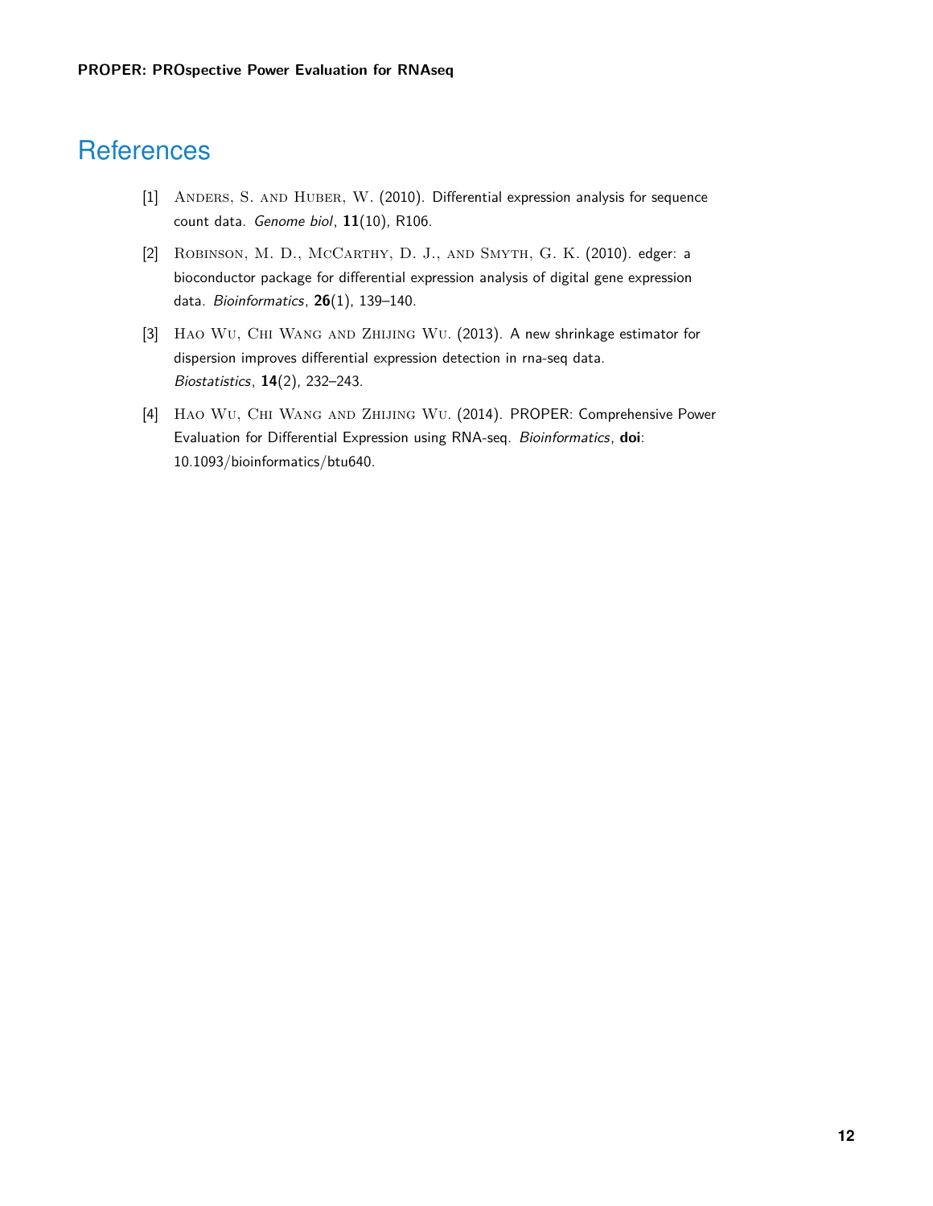# References

[1] Anders, S. and Huber, W. (2010). Differential expression analysis for sequence count data. *Genome biol*, **11**(10), R106.

[2] Robinson, M. D., McCarthy, D. J., and Smyth, G. K. (2010). edger: a bioconductor package for differential expression analysis of digital gene expression data. *Bioinformatics*, **26**(1), 139–140.

[3] Hao Wu, Chi Wang and Zhijing Wu. (2013). A new shrinkage estimator for dispersion improves differential expression detection in rna-seq data. *Biostatistics*, **14**(2), 232–243.

[4] Hao Wu, Chi Wang and Zhijing Wu. (2014). PROPER: Comprehensive Power Evaluation for Differential Expression using RNA-seq. *Bioinformatics*, **doi**: 10.1093/bioinformatics/btu640.